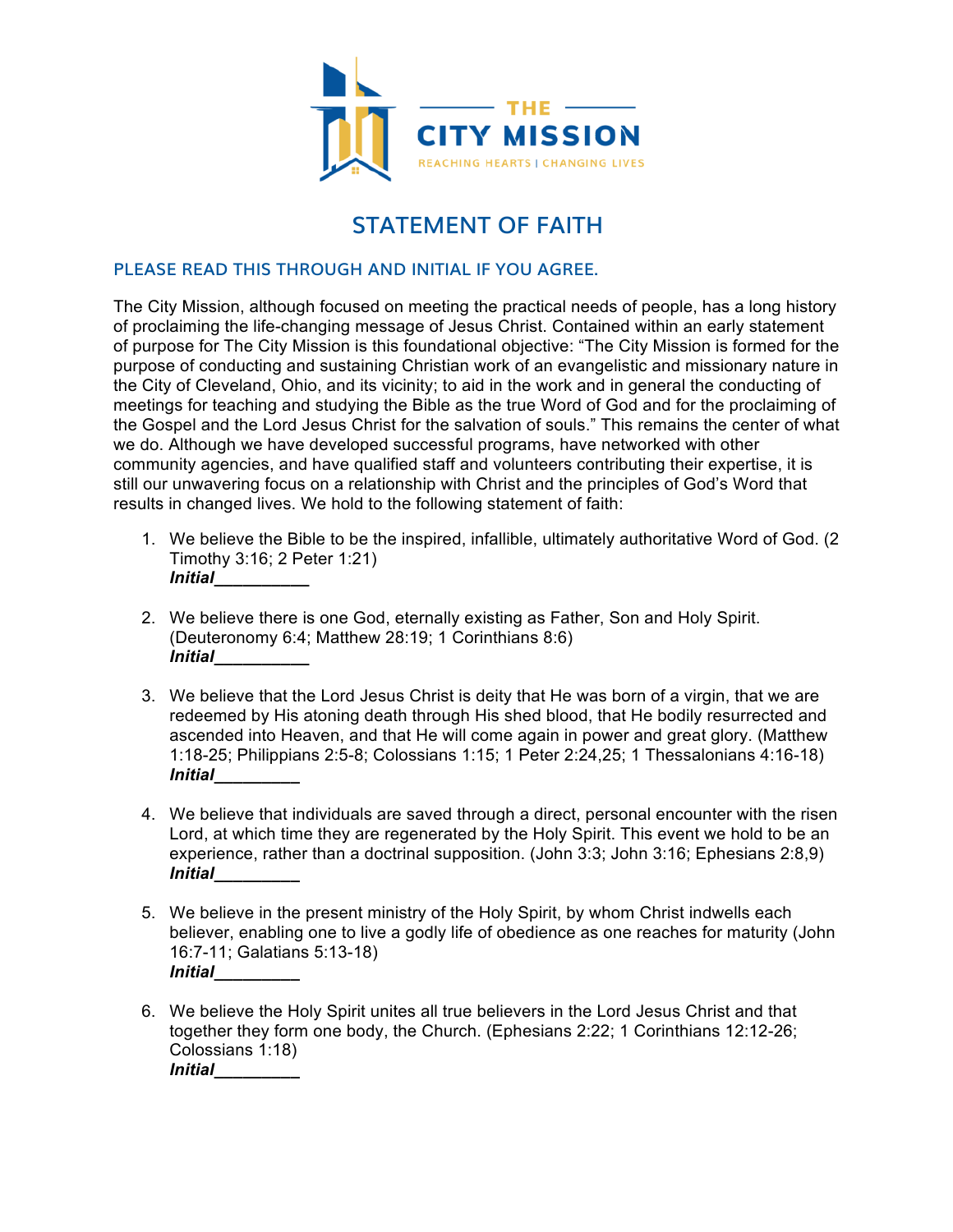THE CITY MISSION

REACHING HEARTS | CHANGING LIVES

# STATEMENT OF FAITH

## PLEASE READ THIS THROUGH AND INITIAL IF YOU AGREE.

The City Mission, although focused on meeting the practical needs of people, has a long history of proclaiming the life-changing message of Jesus Christ. Contained within an early statement of purpose for The City Mission is this foundational objective: "The City Mission is formed for the purpose of conducting and sustaining Christian work of an evangelistic and missionary nature in the City of Cleveland, Ohio, and its vicinity; to aid in the work and in general the conducting of meetings for teaching and studying the Bible as the true Word of God and for the proclaiming of the Gospel and the Lord Jesus Christ for the salvation of souls." This remains the center of what we do. Although we have developed successful programs, have networked with other community agencies, and have qualified staff and volunteers contributing their expertise, it is still our unwavering focus on a relationship with Christ and the principles of God's Word that results in changed lives. We hold to the following statement of faith:

1. We believe the Bible to be the inspired, infallible, ultimately authoritative Word of God. (2 Timothy 3:16; 2 Peter 1:21)
   ***Initial__________***

2. We believe there is one God, eternally existing as Father, Son and Holy Spirit. (Deuteronomy 6:4; Matthew 28:19; 1 Corinthians 8:6)
   ***Initial__________***

3. We believe that the Lord Jesus Christ is deity that He was born of a virgin, that we are redeemed by His atoning death through His shed blood, that He bodily resurrected and ascended into Heaven, and that He will come again in power and great glory. (Matthew 1:18-25; Philippians 2:5-8; Colossians 1:15; 1 Peter 2:24,25; 1 Thessalonians 4:16-18)
   ***Initial_________***

4. We believe that individuals are saved through a direct, personal encounter with the risen Lord, at which time they are regenerated by the Holy Spirit. This event we hold to be an experience, rather than a doctrinal supposition. (John 3:3; John 3:16; Ephesians 2:8,9)
   ***Initial_________***

5. We believe in the present ministry of the Holy Spirit, by whom Christ indwells each believer, enabling one to live a godly life of obedience as one reaches for maturity (John 16:7-11; Galatians 5:13-18)
   ***Initial_________***

6. We believe the Holy Spirit unites all true believers in the Lord Jesus Christ and that together they form one body, the Church. (Ephesians 2:22; 1 Corinthians 12:12-26; Colossians 1:18)
   ***Initial_________***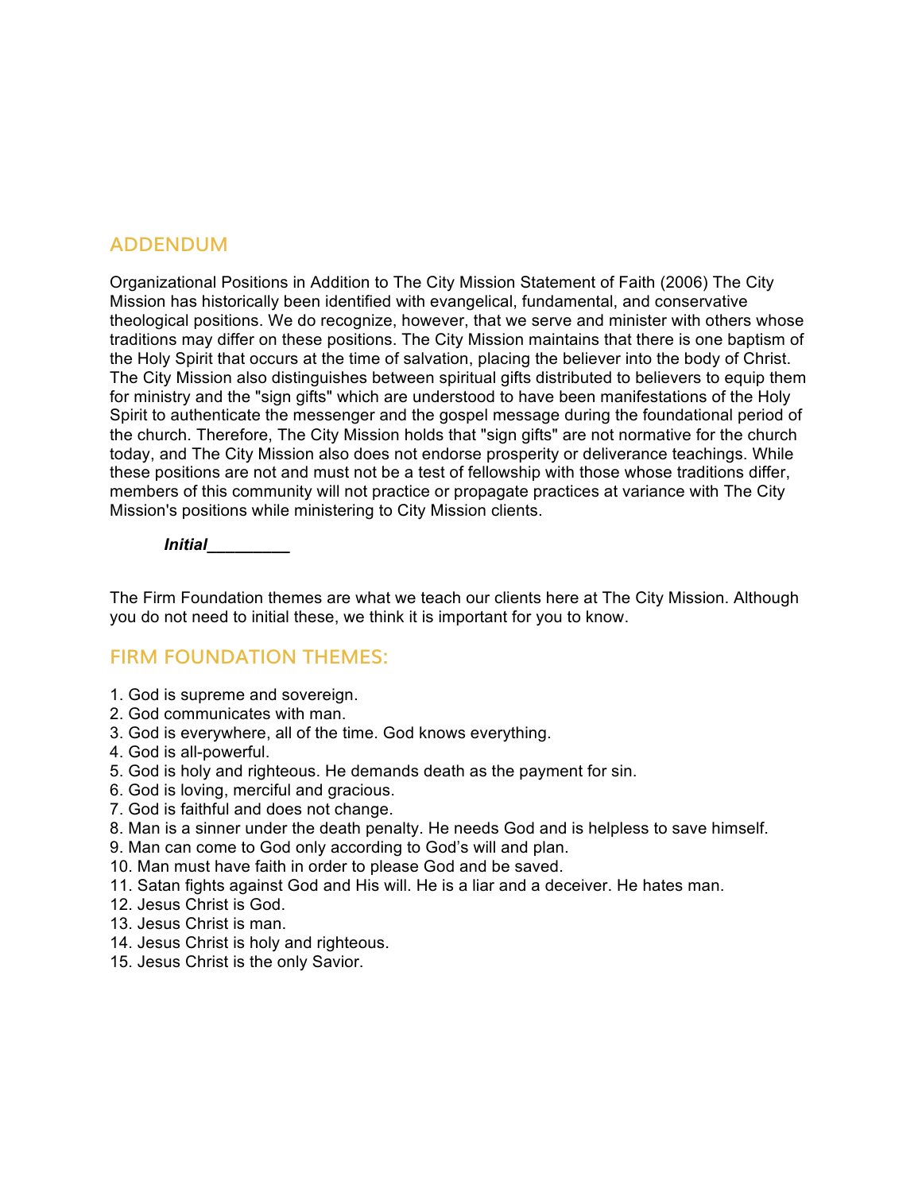## ADDENDUM

Organizational Positions in Addition to The City Mission Statement of Faith (2006) The City Mission has historically been identified with evangelical, fundamental, and conservative theological positions. We do recognize, however, that we serve and minister with others whose traditions may differ on these positions. The City Mission maintains that there is one baptism of the Holy Spirit that occurs at the time of salvation, placing the believer into the body of Christ. The City Mission also distinguishes between spiritual gifts distributed to believers to equip them for ministry and the "sign gifts" which are understood to have been manifestations of the Holy Spirit to authenticate the messenger and the gospel message during the foundational period of the church. Therefore, The City Mission holds that "sign gifts" are not normative for the church today, and The City Mission also does not endorse prosperity or deliverance teachings. While these positions are not and must not be a test of fellowship with those whose traditions differ, members of this community will not practice or propagate practices at variance with The City Mission's positions while ministering to City Mission clients.

***Initial__________***

The Firm Foundation themes are what we teach our clients here at The City Mission. Although you do not need to initial these, we think it is important for you to know.

## FIRM FOUNDATION THEMES:

1. God is supreme and sovereign.
2. God communicates with man.
3. God is everywhere, all of the time. God knows everything.
4. God is all-powerful.
5. God is holy and righteous. He demands death as the payment for sin.
6. God is loving, merciful and gracious.
7. God is faithful and does not change.
8. Man is a sinner under the death penalty. He needs God and is helpless to save himself.
9. Man can come to God only according to God's will and plan.
10. Man must have faith in order to please God and be saved.
11. Satan fights against God and His will. He is a liar and a deceiver. He hates man.
12. Jesus Christ is God.
13. Jesus Christ is man.
14. Jesus Christ is holy and righteous.
15. Jesus Christ is the only Savior.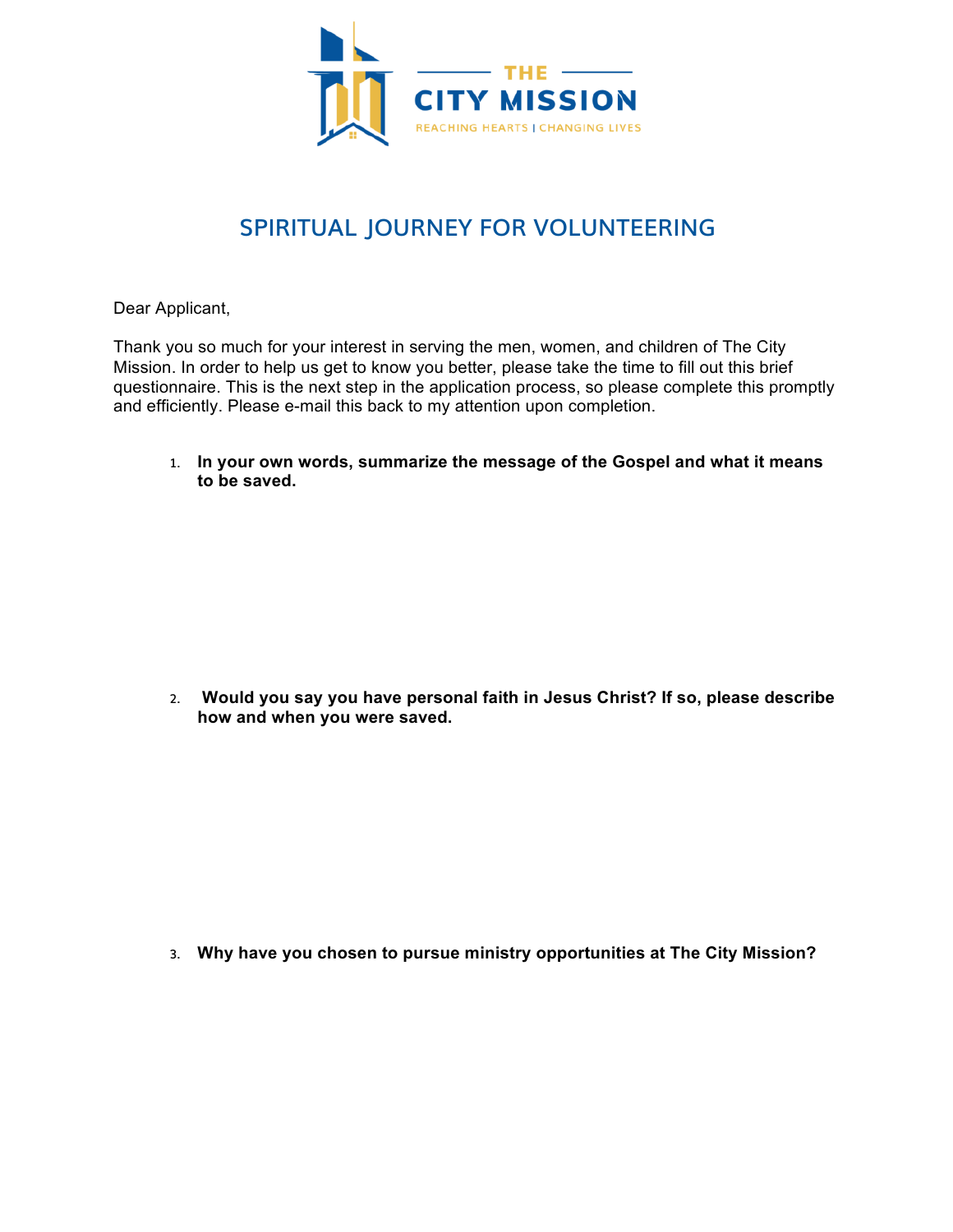THE CITY MISSION

REACHING HEARTS | CHANGING LIVES

# SPIRITUAL JOURNEY FOR VOLUNTEERING

Dear Applicant,

Thank you so much for your interest in serving the men, women, and children of The City Mission. In order to help us get to know you better, please take the time to fill out this brief questionnaire. This is the next step in the application process, so please complete this promptly and efficiently. Please e-mail this back to my attention upon completion.

1. **In your own words, summarize the message of the Gospel and what it means to be saved.**

2. **Would you say you have personal faith in Jesus Christ? If so, please describe how and when you were saved.**

3. **Why have you chosen to pursue ministry opportunities at The City Mission?**